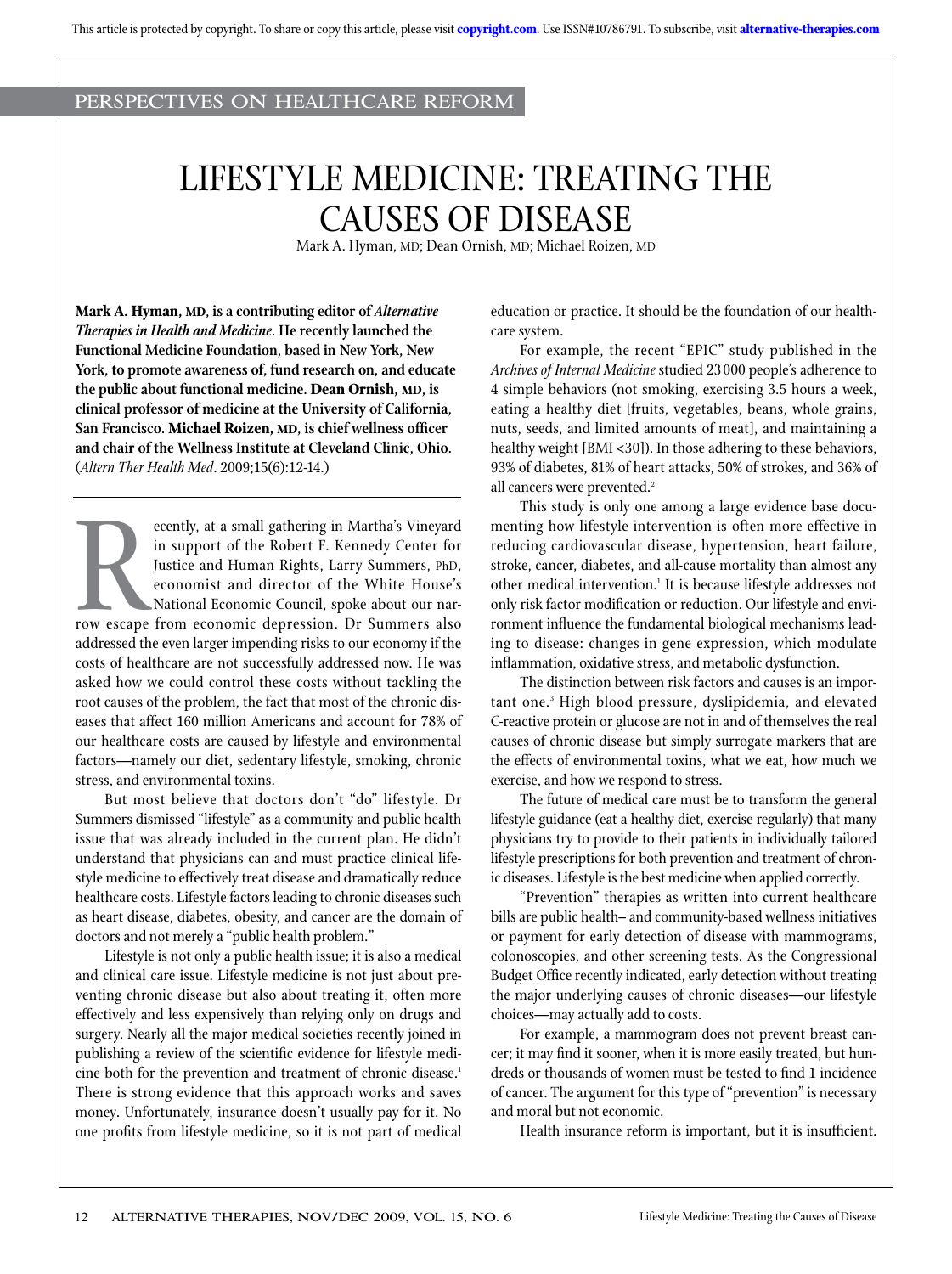PERSPECTIVES ON HEALTHCARE REFORM

# LIFESTYLE MEDICINE: TREATING THE CAUSES OF DISEASE

Mark A. Hyman, MD; Dean Ornish, MD; Michael Roizen, MD

**Mark A. Hyman, MD, is a contributing editor of *Alternative Therapies in Health and Medicine*. He recently launched the Functional Medicine Foundation, based in New York, New York, to promote awareness of, fund research on, and educate the public about functional medicine. Dean Ornish, MD, is clinical professor of medicine at the University of California, San Francisco. Michael Roizen, MD, is chief wellness officer and chair of the Wellness Institute at Cleveland Clinic, Ohio.** (*Altern Ther Health Med*. 2009;15(6):12-14.)

Recently, at a small gathering in Martha's Vineyard in support of the Robert F. Kennedy Center for Justice and Human Rights, Larry Summers, PhD, economist and director of the White House's National Economic Council, spoke about our narrow escape from economic depression. Dr Summers also addressed the even larger impending risks to our economy if the costs of healthcare are not successfully addressed now. He was asked how we could control these costs without tackling the root causes of the problem, the fact that most of the chronic diseases that affect 160 million Americans and account for 78% of our healthcare costs are caused by lifestyle and environmental factors—namely our diet, sedentary lifestyle, smoking, chronic stress, and environmental toxins.

But most believe that doctors don't "do" lifestyle. Dr Summers dismissed "lifestyle" as a community and public health issue that was already included in the current plan. He didn't understand that physicians can and must practice clinical lifestyle medicine to effectively treat disease and dramatically reduce healthcare costs. Lifestyle factors leading to chronic diseases such as heart disease, diabetes, obesity, and cancer are the domain of doctors and not merely a "public health problem."

Lifestyle is not only a public health issue; it is also a medical and clinical care issue. Lifestyle medicine is not just about preventing chronic disease but also about treating it, often more effectively and less expensively than relying only on drugs and surgery. Nearly all the major medical societies recently joined in publishing a review of the scientific evidence for lifestyle medicine both for the prevention and treatment of chronic disease.[1] There is strong evidence that this approach works and saves money. Unfortunately, insurance doesn't usually pay for it. No one profits from lifestyle medicine, so it is not part of medical education or practice. It should be the foundation of our healthcare system.

For example, the recent "EPIC" study published in the *Archives of Internal Medicine* studied 23000 people's adherence to 4 simple behaviors (not smoking, exercising 3.5 hours a week, eating a healthy diet [fruits, vegetables, beans, whole grains, nuts, seeds, and limited amounts of meat], and maintaining a healthy weight [BMI <30]). In those adhering to these behaviors, 93% of diabetes, 81% of heart attacks, 50% of strokes, and 36% of all cancers were prevented.[2]

This study is only one among a large evidence base documenting how lifestyle intervention is often more effective in reducing cardiovascular disease, hypertension, heart failure, stroke, cancer, diabetes, and all-cause mortality than almost any other medical intervention.[1] It is because lifestyle addresses not only risk factor modification or reduction. Our lifestyle and environment influence the fundamental biological mechanisms leading to disease: changes in gene expression, which modulate inflammation, oxidative stress, and metabolic dysfunction.

The distinction between risk factors and causes is an important one.[3] High blood pressure, dyslipidemia, and elevated C-reactive protein or glucose are not in and of themselves the real causes of chronic disease but simply surrogate markers that are the effects of environmental toxins, what we eat, how much we exercise, and how we respond to stress.

The future of medical care must be to transform the general lifestyle guidance (eat a healthy diet, exercise regularly) that many physicians try to provide to their patients in individually tailored lifestyle prescriptions for both prevention and treatment of chronic diseases. Lifestyle is the best medicine when applied correctly.

"Prevention" therapies as written into current healthcare bills are public health– and community-based wellness initiatives or payment for early detection of disease with mammograms, colonoscopies, and other screening tests. As the Congressional Budget Office recently indicated, early detection without treating the major underlying causes of chronic diseases—our lifestyle choices—may actually add to costs.

For example, a mammogram does not prevent breast cancer; it may find it sooner, when it is more easily treated, but hundreds or thousands of women must be tested to find 1 incidence of cancer. The argument for this type of "prevention" is necessary and moral but not economic.

Health insurance reform is important, but it is insufficient.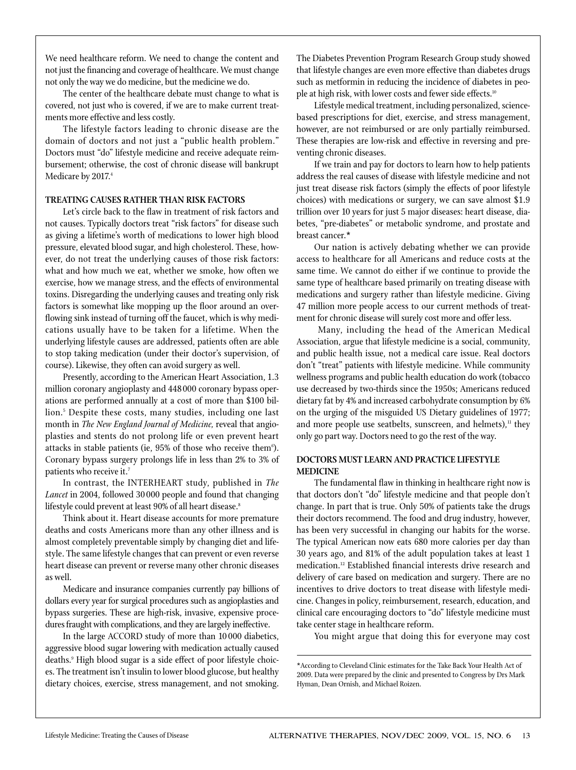We need healthcare reform. We need to change the content and not just the financing and coverage of healthcare. We must change not only the way we do medicine, but the medicine we do.

The center of the healthcare debate must change to what is covered, not just who is covered, if we are to make current treatments more effective and less costly.

The lifestyle factors leading to chronic disease are the domain of doctors and not just a "public health problem." Doctors must "do" lifestyle medicine and receive adequate reimbursement; otherwise, the cost of chronic disease will bankrupt Medicare by 2017.[4]

### TREATING CAUSES RATHER THAN RISK FACTORS

Let's circle back to the flaw in treatment of risk factors and not causes. Typically doctors treat "risk factors" for disease such as giving a lifetime's worth of medications to lower high blood pressure, elevated blood sugar, and high cholesterol. These, however, do not treat the underlying causes of those risk factors: what and how much we eat, whether we smoke, how often we exercise, how we manage stress, and the effects of environmental toxins. Disregarding the underlying causes and treating only risk factors is somewhat like mopping up the floor around an overflowing sink instead of turning off the faucet, which is why medications usually have to be taken for a lifetime. When the underlying lifestyle causes are addressed, patients often are able to stop taking medication (under their doctor's supervision, of course). Likewise, they often can avoid surgery as well.

Presently, according to the American Heart Association, 1.3 million coronary angioplasty and 448 000 coronary bypass operations are performed annually at a cost of more than $100 billion.[5] Despite these costs, many studies, including one last month in *The New England Journal of Medicine,* reveal that angioplasties and stents do not prolong life or even prevent heart attacks in stable patients (ie, 95% of those who receive them[6]). Coronary bypass surgery prolongs life in less than 2% to 3% of patients who receive it.[7]

In contrast, the INTERHEART study, published in *The Lancet* in 2004, followed 30 000 people and found that changing lifestyle could prevent at least 90% of all heart disease.[8]

Think about it. Heart disease accounts for more premature deaths and costs Americans more than any other illness and is almost completely preventable simply by changing diet and lifestyle. The same lifestyle changes that can prevent or even reverse heart disease can prevent or reverse many other chronic diseases as well.

Medicare and insurance companies currently pay billions of dollars every year for surgical procedures such as angioplasties and bypass surgeries. These are high-risk, invasive, expensive procedures fraught with complications, and they are largely ineffective.

In the large ACCORD study of more than 10 000 diabetics, aggressive blood sugar lowering with medication actually caused deaths.[9] High blood sugar is a side effect of poor lifestyle choices. The treatment isn't insulin to lower blood glucose, but healthy dietary choices, exercise, stress management, and not smoking.

The Diabetes Prevention Program Research Group study showed that lifestyle changes are even more effective than diabetes drugs such as metformin in reducing the incidence of diabetes in people at high risk, with lower costs and fewer side effects.[10]

Lifestyle medical treatment, including personalized, science-based prescriptions for diet, exercise, and stress management, however, are not reimbursed or are only partially reimbursed. These therapies are low-risk and effective in reversing and preventing chronic diseases.

If we train and pay for doctors to learn how to help patients address the real causes of disease with lifestyle medicine and not just treat disease risk factors (simply the effects of poor lifestyle choices) with medications or surgery, we can save almost $1.9 trillion over 10 years for just 5 major diseases: heart disease, diabetes, "pre-diabetes" or metabolic syndrome, and prostate and breast cancer.*

Our nation is actively debating whether we can provide access to healthcare for all Americans and reduce costs at the same time. We cannot do either if we continue to provide the same type of healthcare based primarily on treating disease with medications and surgery rather than lifestyle medicine. Giving 47 million more people access to our current methods of treatment for chronic disease will surely cost more and offer less.

Many, including the head of the American Medical Association, argue that lifestyle medicine is a social, community, and public health issue, not a medical care issue. Real doctors don't "treat" patients with lifestyle medicine. While community wellness programs and public health education do work (tobacco use decreased by two-thirds since the 1950s; Americans reduced dietary fat by 4% and increased carbohydrate consumption by 6% on the urging of the misguided US Dietary guidelines of 1977; and more people use seatbelts, sunscreen, and helmets),[11] they only go part way. Doctors need to go the rest of the way.

### DOCTORS MUST LEARN AND PRACTICE LIFESTYLE MEDICINE

The fundamental flaw in thinking in healthcare right now is that doctors don't "do" lifestyle medicine and that people don't change. In part that is true. Only 50% of patients take the drugs their doctors recommend. The food and drug industry, however, has been very successful in changing our habits for the worse. The typical American now eats 680 more calories per day than 30 years ago, and 81% of the adult population takes at least 1 medication.[12] Established financial interests drive research and delivery of care based on medication and surgery. There are no incentives to drive doctors to treat disease with lifestyle medicine. Changes in policy, reimbursement, research, education, and clinical care encouraging doctors to "do" lifestyle medicine must take center stage in healthcare reform.

You might argue that doing this for everyone may cost

---

*According to Cleveland Clinic estimates for the Take Back Your Health Act of 2009. Data were prepared by the clinic and presented to Congress by Drs Mark Hyman, Dean Ornish, and Michael Roizen.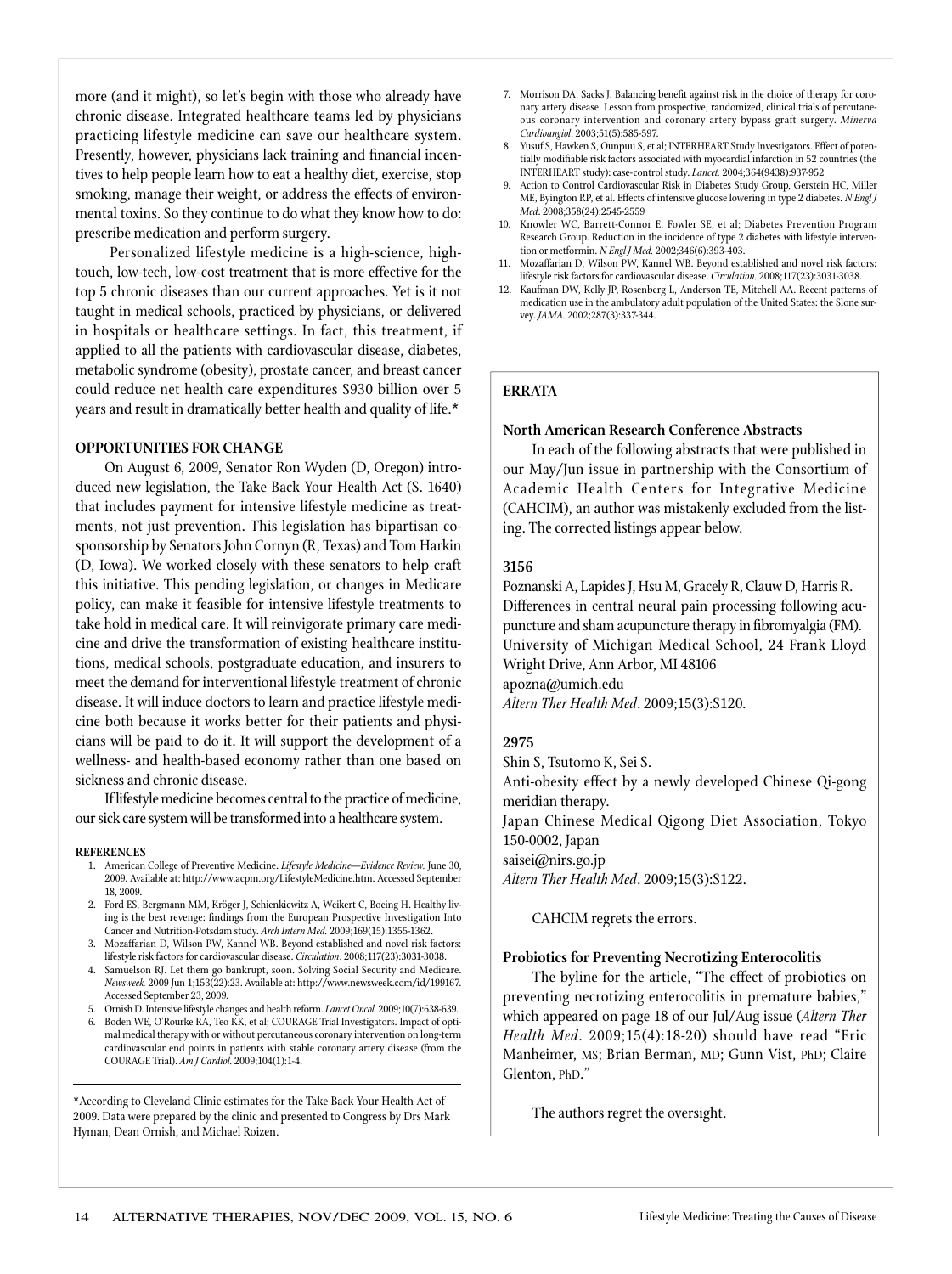more (and it might), so let's begin with those who already have chronic disease. Integrated healthcare teams led by physicians practicing lifestyle medicine can save our healthcare system. Presently, however, physicians lack training and financial incentives to help people learn how to eat a healthy diet, exercise, stop smoking, manage their weight, or address the effects of environmental toxins. So they continue to do what they know how to do: prescribe medication and perform surgery.

Personalized lifestyle medicine is a high-science, high-touch, low-tech, low-cost treatment that is more effective for the top 5 chronic diseases than our current approaches. Yet is it not taught in medical schools, practiced by physicians, or delivered in hospitals or healthcare settings. In fact, this treatment, if applied to all the patients with cardiovascular disease, diabetes, metabolic syndrome (obesity), prostate cancer, and breast cancer could reduce net health care expenditures $930 billion over 5 years and result in dramatically better health and quality of life.*

## OPPORTUNITIES FOR CHANGE

On August 6, 2009, Senator Ron Wyden (D, Oregon) introduced new legislation, the Take Back Your Health Act (S. 1640) that includes payment for intensive lifestyle medicine as treatments, not just prevention. This legislation has bipartisan co-sponsorship by Senators John Cornyn (R, Texas) and Tom Harkin (D, Iowa). We worked closely with these senators to help craft this initiative. This pending legislation, or changes in Medicare policy, can make it feasible for intensive lifestyle treatments to take hold in medical care. It will reinvigorate primary care medicine and drive the transformation of existing healthcare institutions, medical schools, postgraduate education, and insurers to meet the demand for interventional lifestyle treatment of chronic disease. It will induce doctors to learn and practice lifestyle medicine both because it works better for their patients and physicians will be paid to do it. It will support the development of a wellness- and health-based economy rather than one based on sickness and chronic disease.

If lifestyle medicine becomes central to the practice of medicine, our sick care system will be transformed into a healthcare system.

### REFERENCES

1. American College of Preventive Medicine. *Lifestyle Medicine—Evidence Review.* June 30, 2009. Available at: http://www.acpm.org/LifestyleMedicine.htm. Accessed September 18, 2009.
2. Ford ES, Bergmann MM, Kröger J, Schienkiewitz A, Weikert C, Boeing H. Healthy living is the best revenge: findings from the European Prospective Investigation Into Cancer and Nutrition-Potsdam study. *Arch Intern Med.* 2009;169(15):1355-1362.
3. Mozaffarian D, Wilson PW, Kannel WB. Beyond established and novel risk factors: lifestyle risk factors for cardiovascular disease. *Circulation*. 2008;117(23):3031-3038.
4. Samuelson RJ. Let them go bankrupt, soon. Solving Social Security and Medicare. *Newsweek.* 2009 Jun 1;153(22):23. Available at: http://www.newsweek.com/id/199167. Accessed September 23, 2009.
5. Ornish D. Intensive lifestyle changes and health reform. *Lancet Oncol.* 2009;10(7):638-639.
6. Boden WE, O'Rourke RA, Teo KK, et al; COURAGE Trial Investigators. Impact of optimal medical therapy with or without percutaneous coronary intervention on long-term cardiovascular end points in patients with stable coronary artery disease (from the COURAGE Trial). *Am J Cardiol.* 2009;104(1):1-4.
7. Morrison DA, Sacks J. Balancing benefit against risk in the choice of therapy for coronary artery disease. Lesson from prospective, randomized, clinical trials of percutaneous coronary intervention and coronary artery bypass graft surgery. *Minerva Cardioangiol*. 2003;51(5):585-597.
8. Yusuf S, Hawken S, Ounpuu S, et al; INTERHEART Study Investigators. Effect of potentially modifiable risk factors associated with myocardial infarction in 52 countries (the INTERHEART study): case-control study. *Lancet.* 2004;364(9438):937-952
9. Action to Control Cardiovascular Risk in Diabetes Study Group, Gerstein HC, Miller ME, Byington RP, et al. Effects of intensive glucose lowering in type 2 diabetes. *N Engl J Med*. 2008;358(24):2545-2559
10. Knowler WC, Barrett-Connor E, Fowler SE, et al; Diabetes Prevention Program Research Group. Reduction in the incidence of type 2 diabetes with lifestyle intervention or metformin. *N Engl J Med.* 2002;346(6):393-403.
11. Mozaffarian D, Wilson PW, Kannel WB. Beyond established and novel risk factors: lifestyle risk factors for cardiovascular disease. *Circulation.* 2008;117(23):3031-3038.
12. Kaufman DW, Kelly JP, Rosenberg L, Anderson TE, Mitchell AA. Recent patterns of medication use in the ambulatory adult population of the United States: the Slone survey. *JAMA.* 2002;287(3):337-344.

*According to Cleveland Clinic estimates for the Take Back Your Health Act of 2009. Data were prepared by the clinic and presented to Congress by Drs Mark Hyman, Dean Ornish, and Michael Roizen.

## ERRATA

### North American Research Conference Abstracts

In each of the following abstracts that were published in our May/Jun issue in partnership with the Consortium of Academic Health Centers for Integrative Medicine (CAHCIM), an author was mistakenly excluded from the listing. The corrected listings appear below.

**3156**

Poznanski A, Lapides J, Hsu M, Gracely R, Clauw D, Harris R.
Differences in central neural pain processing following acupuncture and sham acupuncture therapy in fibromyalgia (FM).
University of Michigan Medical School, 24 Frank Lloyd Wright Drive, Ann Arbor, MI 48106
apozna@umich.edu
*Altern Ther Health Med*. 2009;15(3):S120.

**2975**

Shin S, Tsutomo K, Sei S.
Anti-obesity effect by a newly developed Chinese Qi-gong meridian therapy.
Japan Chinese Medical Qigong Diet Association, Tokyo 150-0002, Japan
saisei@nirs.go.jp
*Altern Ther Health Med*. 2009;15(3):S122.

CAHCIM regrets the errors.

### Probiotics for Preventing Necrotizing Enterocolitis

The byline for the article, "The effect of probiotics on preventing necrotizing enterocolitis in premature babies," which appeared on page 18 of our Jul/Aug issue (*Altern Ther Health Med*. 2009;15(4):18-20) should have read "Eric Manheimer, MS; Brian Berman, MD; Gunn Vist, PhD; Claire Glenton, PhD."

The authors regret the oversight.